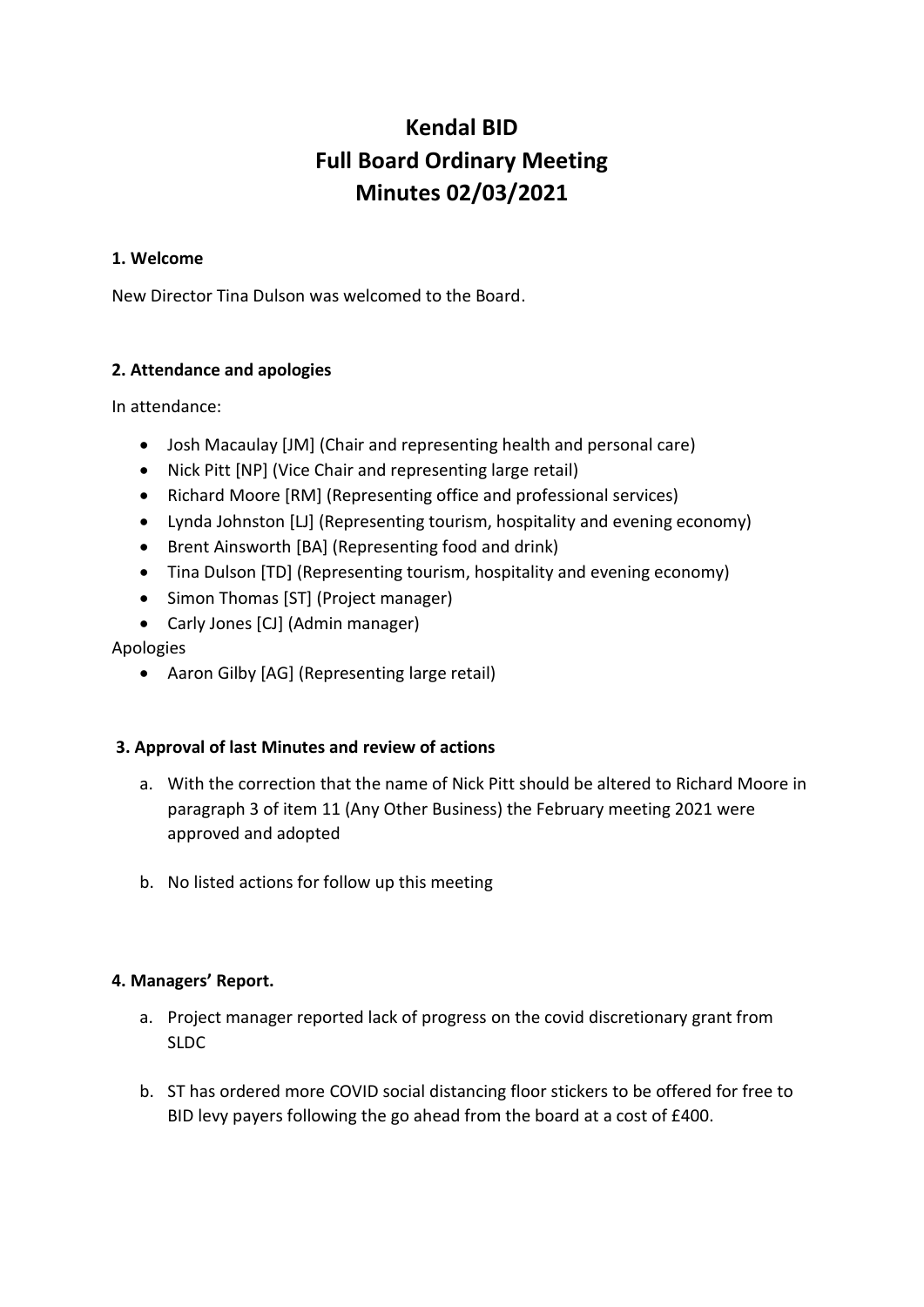# Kendal BID
# Full Board Ordinary Meeting
# Minutes 02/03/2021

### 1. Welcome

New Director Tina Dulson was welcomed to the Board.

### 2. Attendance and apologies

In attendance:

- Josh Macaulay [JM] (Chair and representing health and personal care)
- Nick Pitt [NP] (Vice Chair and representing large retail)
- Richard Moore [RM] (Representing office and professional services)
- Lynda Johnston [LJ] (Representing tourism, hospitality and evening economy)
- Brent Ainsworth [BA] (Representing food and drink)
- Tina Dulson [TD] (Representing tourism, hospitality and evening economy)
- Simon Thomas [ST] (Project manager)
- Carly Jones [CJ] (Admin manager)

Apologies

- Aaron Gilby [AG] (Representing large retail)

### 3. Approval of last Minutes and review of actions

a. With the correction that the name of Nick Pitt should be altered to Richard Moore in paragraph 3 of item 11 (Any Other Business) the February meeting 2021 were approved and adopted

b. No listed actions for follow up this meeting

### 4. Managers' Report.

a. Project manager reported lack of progress on the covid discretionary grant from SLDC

b. ST has ordered more COVID social distancing floor stickers to be offered for free to BID levy payers following the go ahead from the board at a cost of £400.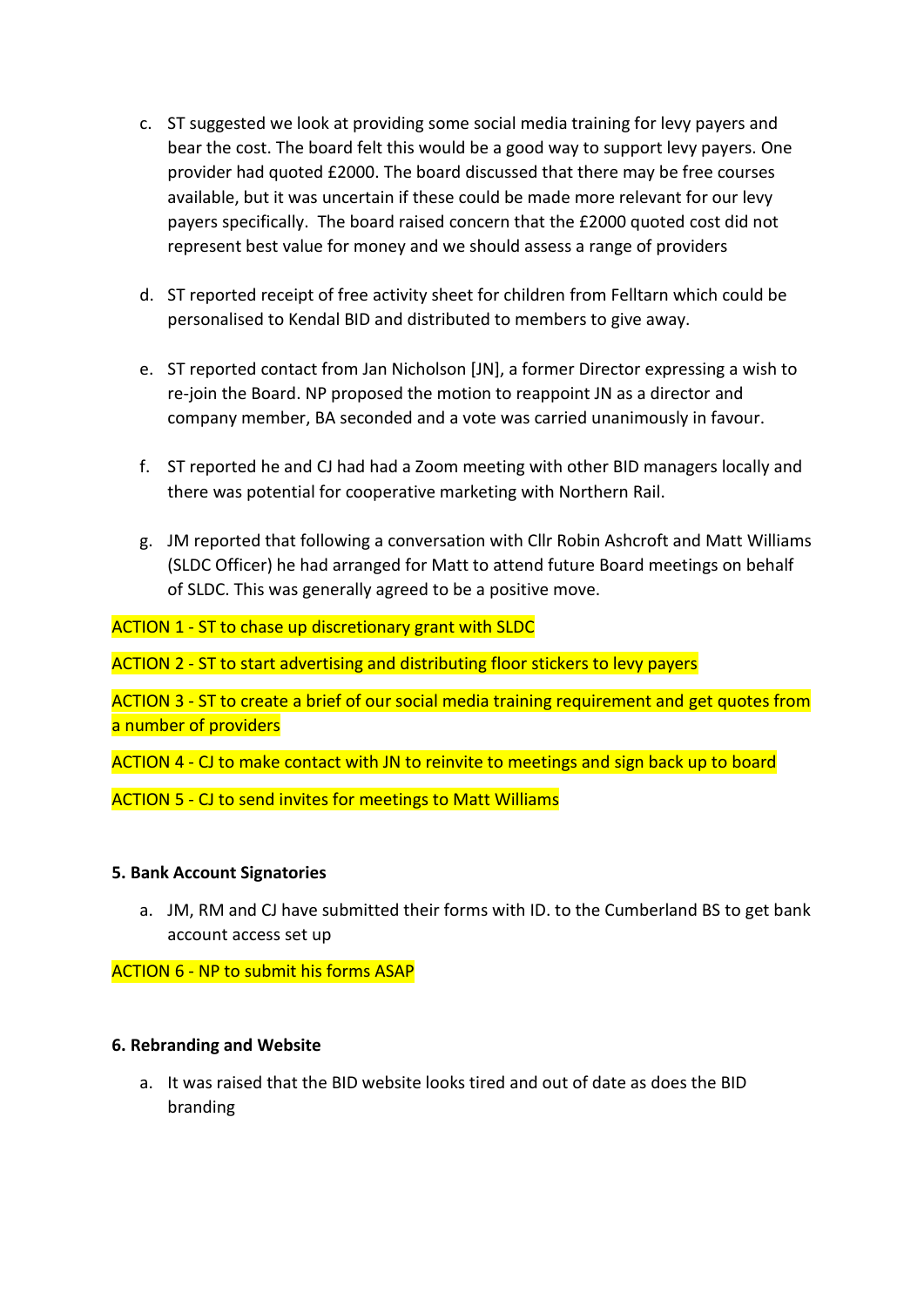c. ST suggested we look at providing some social media training for levy payers and bear the cost. The board felt this would be a good way to support levy payers. One provider had quoted £2000. The board discussed that there may be free courses available, but it was uncertain if these could be made more relevant for our levy payers specifically. The board raised concern that the £2000 quoted cost did not represent best value for money and we should assess a range of providers

d. ST reported receipt of free activity sheet for children from Felltarn which could be personalised to Kendal BID and distributed to members to give away.

e. ST reported contact from Jan Nicholson [JN], a former Director expressing a wish to re-join the Board. NP proposed the motion to reappoint JN as a director and company member, BA seconded and a vote was carried unanimously in favour.

f. ST reported he and CJ had had a Zoom meeting with other BID managers locally and there was potential for cooperative marketing with Northern Rail.

g. JM reported that following a conversation with Cllr Robin Ashcroft and Matt Williams (SLDC Officer) he had arranged for Matt to attend future Board meetings on behalf of SLDC. This was generally agreed to be a positive move.

ACTION 1 - ST to chase up discretionary grant with SLDC

ACTION 2 - ST to start advertising and distributing floor stickers to levy payers

ACTION 3 - ST to create a brief of our social media training requirement and get quotes from a number of providers

ACTION 4 - CJ to make contact with JN to reinvite to meetings and sign back up to board

ACTION 5 - CJ to send invites for meetings to Matt Williams

**5. Bank Account Signatories**

a. JM, RM and CJ have submitted their forms with ID. to the Cumberland BS to get bank account access set up

ACTION 6 - NP to submit his forms ASAP

**6. Rebranding and Website**

a. It was raised that the BID website looks tired and out of date as does the BID branding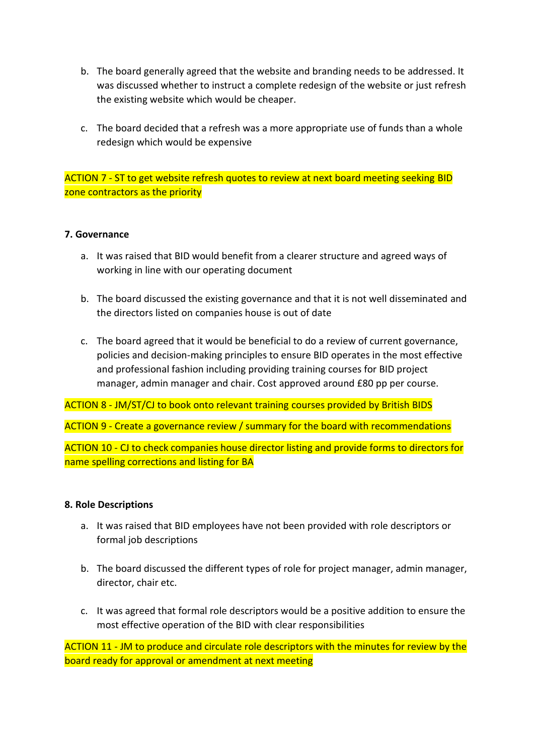b. The board generally agreed that the website and branding needs to be addressed. It was discussed whether to instruct a complete redesign of the website or just refresh the existing website which would be cheaper.

c. The board decided that a refresh was a more appropriate use of funds than a whole redesign which would be expensive

ACTION 7 - ST to get website refresh quotes to review at next board meeting seeking BID zone contractors as the priority

**7. Governance**

a. It was raised that BID would benefit from a clearer structure and agreed ways of working in line with our operating document

b. The board discussed the existing governance and that it is not well disseminated and the directors listed on companies house is out of date

c. The board agreed that it would be beneficial to do a review of current governance, policies and decision-making principles to ensure BID operates in the most effective and professional fashion including providing training courses for BID project manager, admin manager and chair. Cost approved around £80 pp per course.

ACTION 8 - JM/ST/CJ to book onto relevant training courses provided by British BIDS

ACTION 9 - Create a governance review / summary for the board with recommendations

ACTION 10 - CJ to check companies house director listing and provide forms to directors for name spelling corrections and listing for BA

**8. Role Descriptions**

a. It was raised that BID employees have not been provided with role descriptors or formal job descriptions

b. The board discussed the different types of role for project manager, admin manager, director, chair etc.

c. It was agreed that formal role descriptors would be a positive addition to ensure the most effective operation of the BID with clear responsibilities

ACTION 11 - JM to produce and circulate role descriptors with the minutes for review by the board ready for approval or amendment at next meeting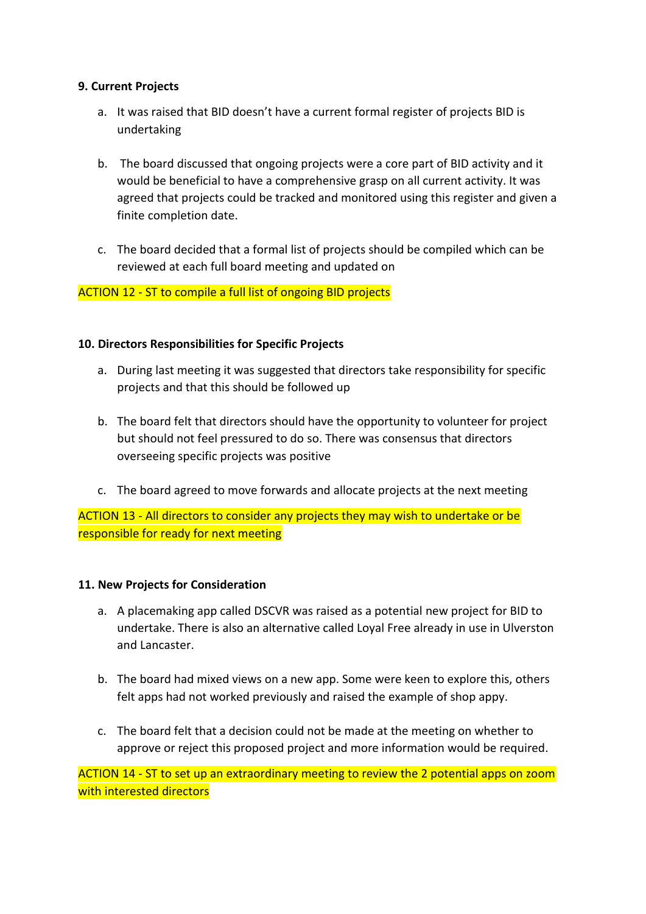**9. Current Projects**

a. It was raised that BID doesn't have a current formal register of projects BID is undertaking

b. The board discussed that ongoing projects were a core part of BID activity and it would be beneficial to have a comprehensive grasp on all current activity. It was agreed that projects could be tracked and monitored using this register and given a finite completion date.

c. The board decided that a formal list of projects should be compiled which can be reviewed at each full board meeting and updated on

ACTION 12 - ST to compile a full list of ongoing BID projects

**10. Directors Responsibilities for Specific Projects**

a. During last meeting it was suggested that directors take responsibility for specific projects and that this should be followed up

b. The board felt that directors should have the opportunity to volunteer for project but should not feel pressured to do so. There was consensus that directors overseeing specific projects was positive

c. The board agreed to move forwards and allocate projects at the next meeting

ACTION 13 - All directors to consider any projects they may wish to undertake or be responsible for ready for next meeting

**11. New Projects for Consideration**

a. A placemaking app called DSCVR was raised as a potential new project for BID to undertake. There is also an alternative called Loyal Free already in use in Ulverston and Lancaster.

b. The board had mixed views on a new app. Some were keen to explore this, others felt apps had not worked previously and raised the example of shop appy.

c. The board felt that a decision could not be made at the meeting on whether to approve or reject this proposed project and more information would be required.

ACTION 14 - ST to set up an extraordinary meeting to review the 2 potential apps on zoom with interested directors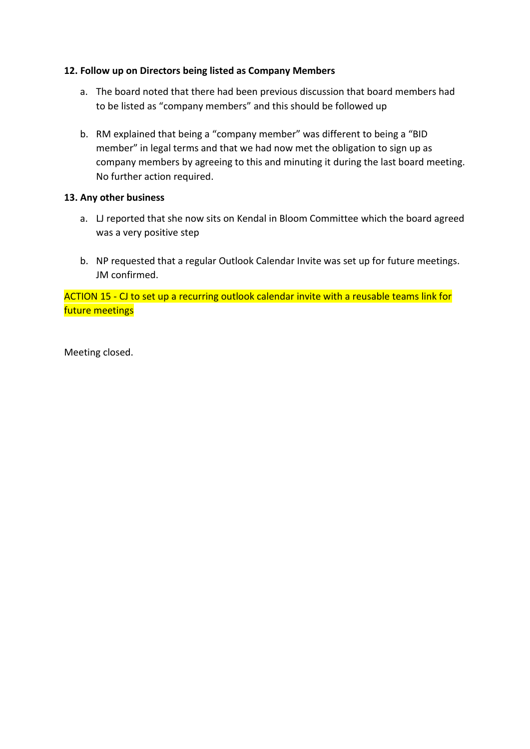**12. Follow up on Directors being listed as Company Members**

a. The board noted that there had been previous discussion that board members had to be listed as "company members" and this should be followed up

b. RM explained that being a "company member" was different to being a "BID member" in legal terms and that we had now met the obligation to sign up as company members by agreeing to this and minuting it during the last board meeting. No further action required.

**13. Any other business**

a. LJ reported that she now sits on Kendal in Bloom Committee which the board agreed was a very positive step

b. NP requested that a regular Outlook Calendar Invite was set up for future meetings. JM confirmed.

ACTION 15 - CJ to set up a recurring outlook calendar invite with a reusable teams link for future meetings

Meeting closed.